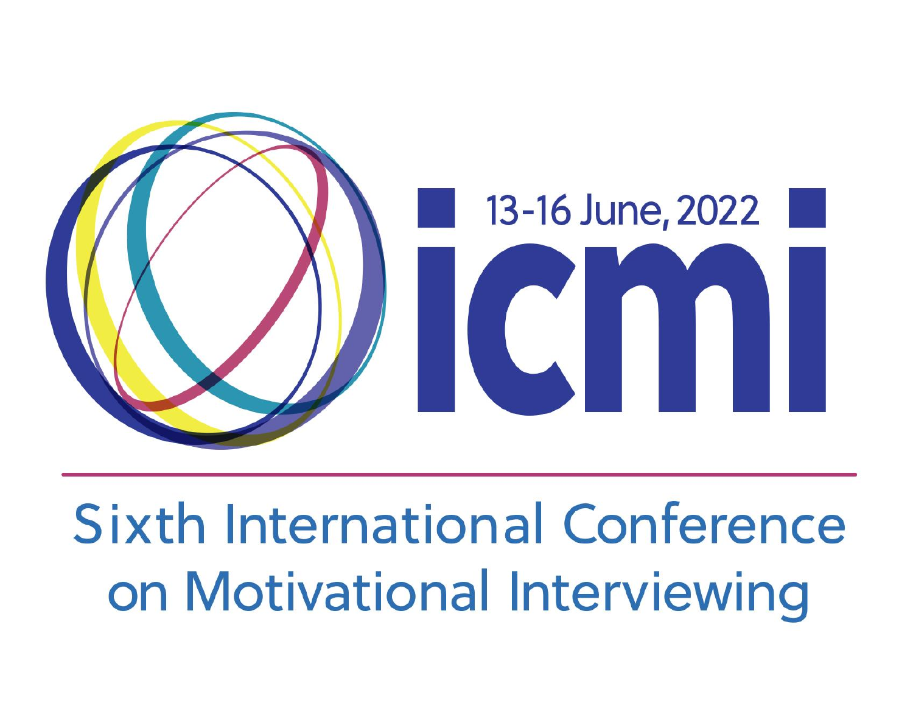13-16 June, 2022

# icmi

## Sixth International Conference on Motivational Interviewing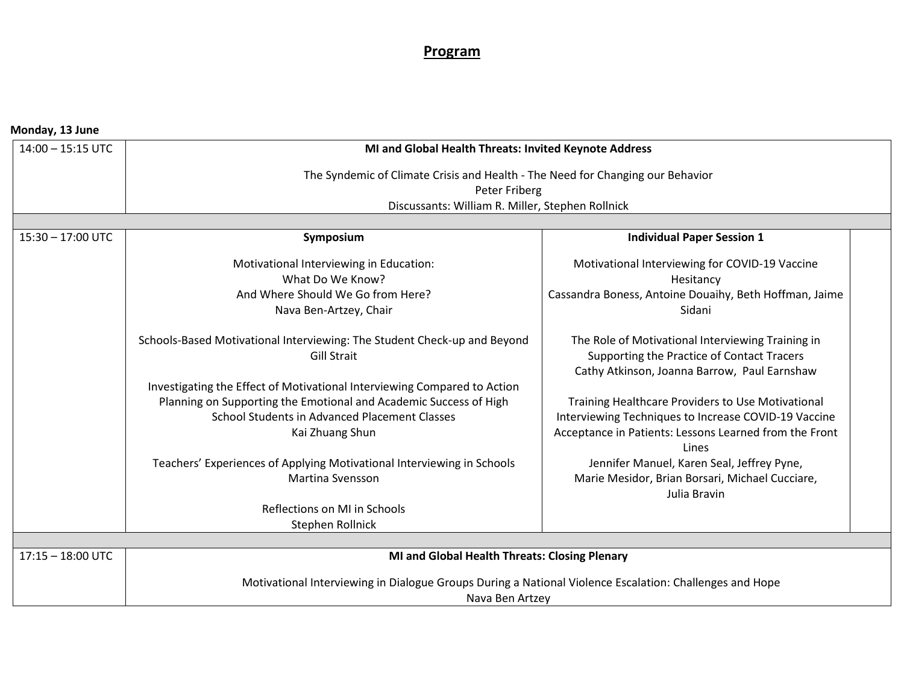# Program

**Monday, 13 June**

| Time | Session | |
|---|---|---|
| 14:00 – 15:15 UTC | **MI and Global Health Threats: Invited Keynote Address**<br><br>The Syndemic of Climate Crisis and Health - The Need for Changing our Behavior<br>Peter Friberg<br>Discussants: William R. Miller, Stephen Rollnick | |
| | | |
| 15:30 – 17:00 UTC | **Symposium**<br><br>Motivational Interviewing in Education: What Do We Know? And Where Should We Go from Here?<br>Nava Ben-Artzey, Chair<br><br>Schools-Based Motivational Interviewing: The Student Check-up and Beyond<br>Gill Strait<br><br>Investigating the Effect of Motivational Interviewing Compared to Action Planning on Supporting the Emotional and Academic Success of High School Students in Advanced Placement Classes<br>Kai Zhuang Shun<br><br>Teachers' Experiences of Applying Motivational Interviewing in Schools<br>Martina Svensson<br><br>Reflections on MI in Schools<br>Stephen Rollnick | **Individual Paper Session 1**<br><br>Motivational Interviewing for COVID-19 Vaccine Hesitancy<br>Cassandra Boness, Antoine Douaihy, Beth Hoffman, Jaime Sidani<br><br>The Role of Motivational Interviewing Training in Supporting the Practice of Contact Tracers<br>Cathy Atkinson, Joanna Barrow, Paul Earnshaw<br><br>Training Healthcare Providers to Use Motivational Interviewing Techniques to Increase COVID-19 Vaccine Acceptance in Patients: Lessons Learned from the Front Lines<br>Jennifer Manuel, Karen Seal, Jeffrey Pyne, Marie Mesidor, Brian Borsari, Michael Cucciare, Julia Bravin |
| | | |
| 17:15 – 18:00 UTC | **MI and Global Health Threats: Closing Plenary**<br><br>Motivational Interviewing in Dialogue Groups During a National Violence Escalation: Challenges and Hope<br>Nava Ben Artzey | |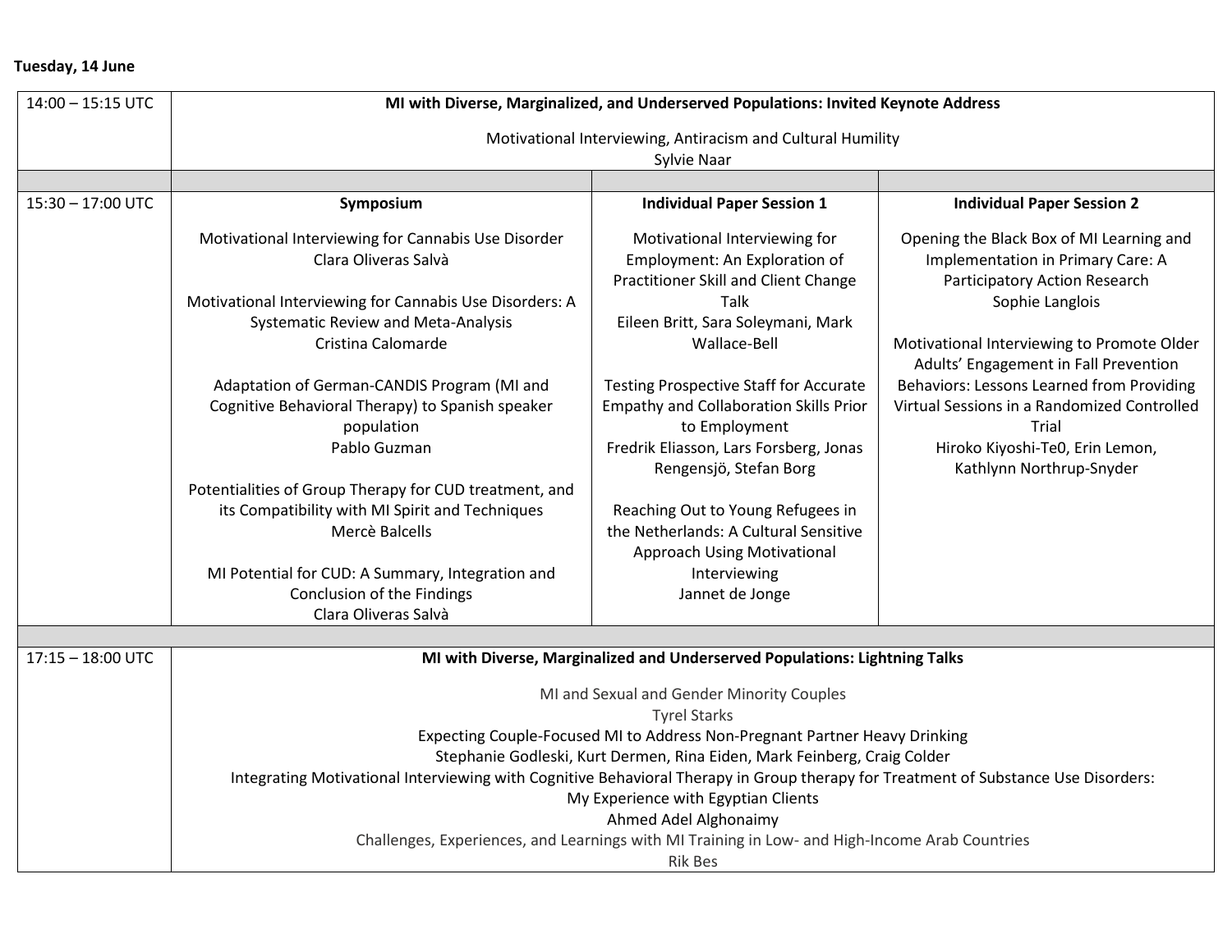**Tuesday, 14 June**

| | | | |
|---|---|---|---|
| 14:00 – 15:15 UTC | **MI with Diverse, Marginalized, and Underserved Populations: Invited Keynote Address**<br><br>Motivational Interviewing, Antiracism and Cultural Humility<br>Sylvie Naar | | |
| | | | |
| 15:30 – 17:00 UTC | **Symposium**<br><br>Motivational Interviewing for Cannabis Use Disorder<br>Clara Oliveras Salvà<br><br>Motivational Interviewing for Cannabis Use Disorders: A Systematic Review and Meta-Analysis<br>Cristina Calomarde<br><br>Adaptation of German-CANDIS Program (MI and Cognitive Behavioral Therapy) to Spanish speaker population<br>Pablo Guzman<br><br>Potentialities of Group Therapy for CUD treatment, and its Compatibility with MI Spirit and Techniques<br>Mercè Balcells<br><br>MI Potential for CUD: A Summary, Integration and Conclusion of the Findings<br>Clara Oliveras Salvà | **Individual Paper Session 1**<br><br>Motivational Interviewing for Employment: An Exploration of Practitioner Skill and Client Change Talk<br>Eileen Britt, Sara Soleymani, Mark Wallace-Bell<br><br>Testing Prospective Staff for Accurate Empathy and Collaboration Skills Prior to Employment<br>Fredrik Eliasson, Lars Forsberg, Jonas Rengensjö, Stefan Borg<br><br>Reaching Out to Young Refugees in the Netherlands: A Cultural Sensitive Approach Using Motivational Interviewing<br>Jannet de Jonge | **Individual Paper Session 2**<br><br>Opening the Black Box of MI Learning and Implementation in Primary Care: A Participatory Action Research<br>Sophie Langlois<br><br>Motivational Interviewing to Promote Older Adults' Engagement in Fall Prevention Behaviors: Lessons Learned from Providing Virtual Sessions in a Randomized Controlled Trial<br>Hiroko Kiyoshi-Te0, Erin Lemon, Kathlynn Northrup-Snyder |
| | | | |
| 17:15 – 18:00 UTC | **MI with Diverse, Marginalized and Underserved Populations: Lightning Talks**<br><br>MI and Sexual and Gender Minority Couples<br>Tyrel Starks<br>Expecting Couple-Focused MI to Address Non-Pregnant Partner Heavy Drinking<br>Stephanie Godleski, Kurt Dermen, Rina Eiden, Mark Feinberg, Craig Colder<br>Integrating Motivational Interviewing with Cognitive Behavioral Therapy in Group therapy for Treatment of Substance Use Disorders: My Experience with Egyptian Clients<br>Ahmed Adel Alghonaimy<br>Challenges, Experiences, and Learnings with MI Training in Low- and High-Income Arab Countries<br>Rik Bes | | |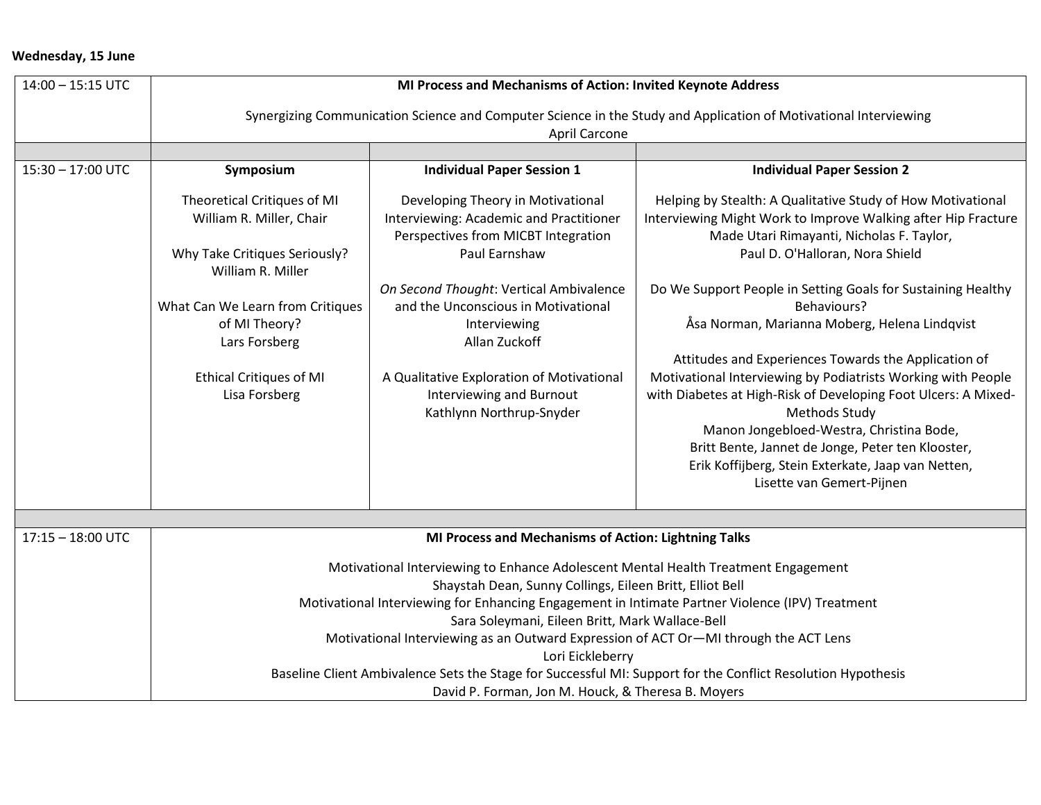**Wednesday, 15 June**

| | | | |
|---|---|---|---|
| 14:00 – 15:15 UTC | **MI Process and Mechanisms of Action: Invited Keynote Address**<br><br>Synergizing Communication Science and Computer Science in the Study and Application of Motivational Interviewing<br>April Carcone | | |
| | | | |
| 15:30 – 17:00 UTC | **Symposium**<br><br>Theoretical Critiques of MI<br>William R. Miller, Chair<br><br>Why Take Critiques Seriously?<br>William R. Miller<br><br>What Can We Learn from Critiques of MI Theory?<br>Lars Forsberg<br><br>Ethical Critiques of MI<br>Lisa Forsberg | **Individual Paper Session 1**<br><br>Developing Theory in Motivational Interviewing: Academic and Practitioner Perspectives from MICBT Integration<br>Paul Earnshaw<br><br>*On Second Thought*: Vertical Ambivalence and the Unconscious in Motivational Interviewing<br>Allan Zuckoff<br><br>A Qualitative Exploration of Motivational Interviewing and Burnout<br>Kathlynn Northrup-Snyder | **Individual Paper Session 2**<br><br>Helping by Stealth: A Qualitative Study of How Motivational Interviewing Might Work to Improve Walking after Hip Fracture<br>Made Utari Rimayanti, Nicholas F. Taylor, Paul D. O'Halloran, Nora Shield<br><br>Do We Support People in Setting Goals for Sustaining Healthy Behaviours?<br>Åsa Norman, Marianna Moberg, Helena Lindqvist<br><br>Attitudes and Experiences Towards the Application of Motivational Interviewing by Podiatrists Working with People with Diabetes at High-Risk of Developing Foot Ulcers: A Mixed-Methods Study<br>Manon Jongebloed-Westra, Christina Bode, Britt Bente, Jannet de Jonge, Peter ten Klooster, Erik Koffijberg, Stein Exterkate, Jaap van Netten, Lisette van Gemert-Pijnen |
| | | | |
| 17:15 – 18:00 UTC | **MI Process and Mechanisms of Action: Lightning Talks**<br><br>Motivational Interviewing to Enhance Adolescent Mental Health Treatment Engagement<br>Shaystah Dean, Sunny Collings, Eileen Britt, Elliot Bell<br>Motivational Interviewing for Enhancing Engagement in Intimate Partner Violence (IPV) Treatment<br>Sara Soleymani, Eileen Britt, Mark Wallace-Bell<br>Motivational Interviewing as an Outward Expression of ACT Or—MI through the ACT Lens<br>Lori Eickleberry<br>Baseline Client Ambivalence Sets the Stage for Successful MI: Support for the Conflict Resolution Hypothesis<br>David P. Forman, Jon M. Houck, & Theresa B. Moyers | | |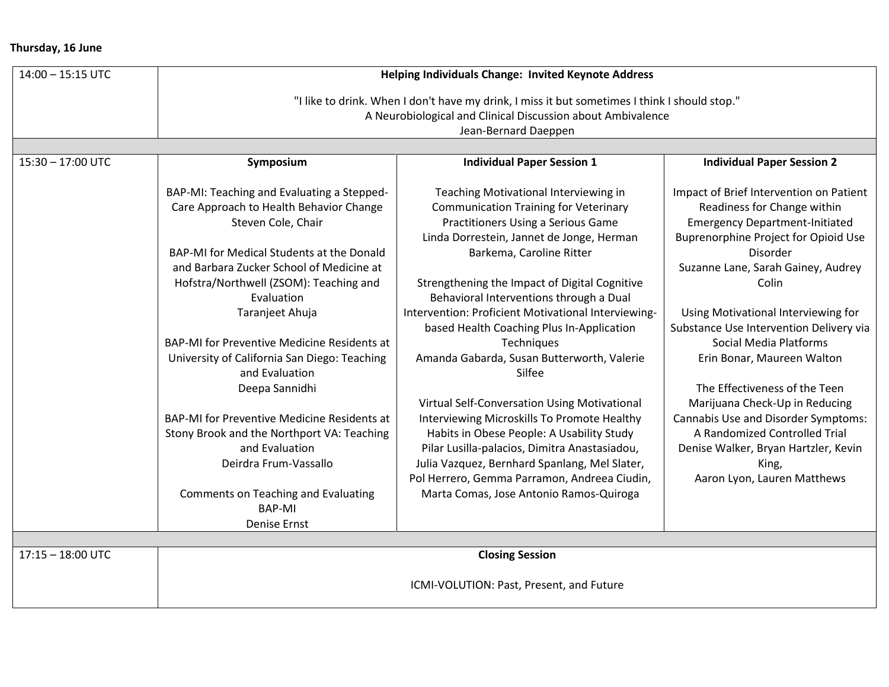**Thursday, 16 June**

| | | | |
|---|---|---|---|
| 14:00 – 15:15 UTC | **Helping Individuals Change: Invited Keynote Address**<br><br>"I like to drink. When I don't have my drink, I miss it but sometimes I think I should stop."<br>A Neurobiological and Clinical Discussion about Ambivalence<br>Jean-Bernard Daeppen | | |
| | | | |
| 15:30 – 17:00 UTC | **Symposium**<br><br>BAP-MI: Teaching and Evaluating a Stepped-Care Approach to Health Behavior Change<br>Steven Cole, Chair<br><br>BAP-MI for Medical Students at the Donald and Barbara Zucker School of Medicine at Hofstra/Northwell (ZSOM): Teaching and Evaluation<br>Taranjeet Ahuja<br><br>BAP-MI for Preventive Medicine Residents at University of California San Diego: Teaching and Evaluation<br>Deepa Sannidhi<br><br>BAP-MI for Preventive Medicine Residents at Stony Brook and the Northport VA: Teaching and Evaluation<br>Deirdra Frum-Vassallo<br><br>Comments on Teaching and Evaluating BAP-MI<br>Denise Ernst | **Individual Paper Session 1**<br><br>Teaching Motivational Interviewing in Communication Training for Veterinary Practitioners Using a Serious Game<br>Linda Dorrestein, Jannet de Jonge, Herman Barkema, Caroline Ritter<br><br>Strengthening the Impact of Digital Cognitive Behavioral Interventions through a Dual Intervention: Proficient Motivational Interviewing-based Health Coaching Plus In-Application Techniques<br>Amanda Gabarda, Susan Butterworth, Valerie Silfee<br><br>Virtual Self-Conversation Using Motivational Interviewing Microskills To Promote Healthy Habits in Obese People: A Usability Study<br>Pilar Lusilla-palacios, Dimitra Anastasiadou, Julia Vazquez, Bernhard Spanlang, Mel Slater, Pol Herrero, Gemma Parramon, Andreea Ciudin, Marta Comas, Jose Antonio Ramos-Quiroga | **Individual Paper Session 2**<br><br>Impact of Brief Intervention on Patient Readiness for Change within Emergency Department-Initiated Buprenorphine Project for Opioid Use Disorder<br>Suzanne Lane, Sarah Gainey, Audrey Colin<br><br>Using Motivational Interviewing for Substance Use Intervention Delivery via Social Media Platforms<br>Erin Bonar, Maureen Walton<br><br>The Effectiveness of the Teen Marijuana Check-Up in Reducing Cannabis Use and Disorder Symptoms: A Randomized Controlled Trial<br>Denise Walker, Bryan Hartzler, Kevin King,<br>Aaron Lyon, Lauren Matthews |
| | | | |
| 17:15 – 18:00 UTC | **Closing Session**<br><br>ICMI-VOLUTION: Past, Present, and Future | | |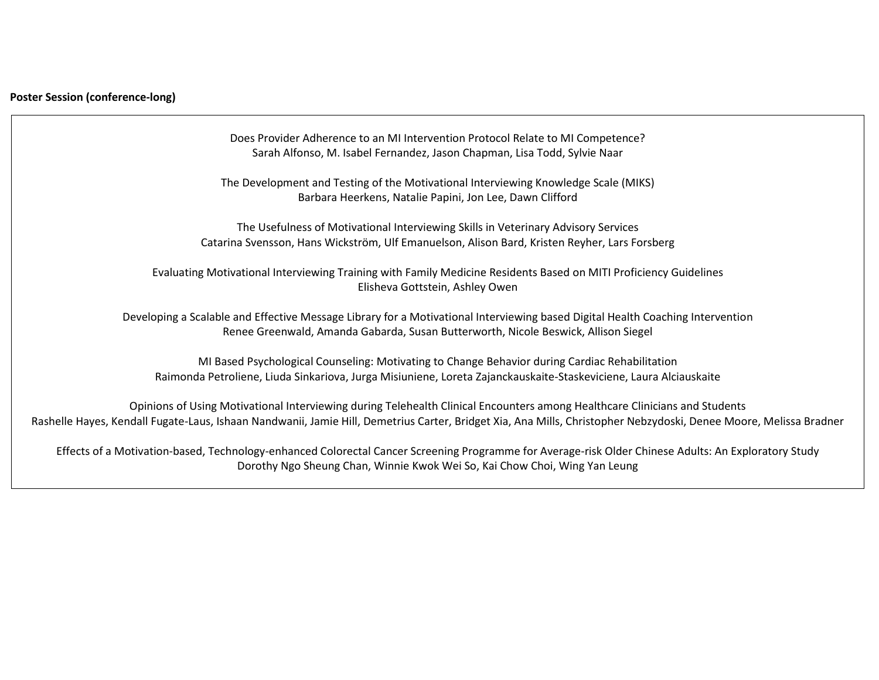**Poster Session (conference-long)**

Does Provider Adherence to an MI Intervention Protocol Relate to MI Competence?
Sarah Alfonso, M. Isabel Fernandez, Jason Chapman, Lisa Todd, Sylvie Naar

The Development and Testing of the Motivational Interviewing Knowledge Scale (MIKS)
Barbara Heerkens, Natalie Papini, Jon Lee, Dawn Clifford

The Usefulness of Motivational Interviewing Skills in Veterinary Advisory Services
Catarina Svensson, Hans Wickström, Ulf Emanuelson, Alison Bard, Kristen Reyher, Lars Forsberg

Evaluating Motivational Interviewing Training with Family Medicine Residents Based on MITI Proficiency Guidelines
Elisheva Gottstein, Ashley Owen

Developing a Scalable and Effective Message Library for a Motivational Interviewing based Digital Health Coaching Intervention
Renee Greenwald, Amanda Gabarda, Susan Butterworth, Nicole Beswick, Allison Siegel

MI Based Psychological Counseling: Motivating to Change Behavior during Cardiac Rehabilitation
Raimonda Petroliene, Liuda Sinkariova, Jurga Misiuniene, Loreta Zajanckauskaite-Staskeviciene, Laura Alciauskaite

Opinions of Using Motivational Interviewing during Telehealth Clinical Encounters among Healthcare Clinicians and Students
Rashelle Hayes, Kendall Fugate-Laus, Ishaan Nandwanii, Jamie Hill, Demetrius Carter, Bridget Xia, Ana Mills, Christopher Nebzydoski, Denee Moore, Melissa Bradner

Effects of a Motivation-based, Technology-enhanced Colorectal Cancer Screening Programme for Average-risk Older Chinese Adults: An Exploratory Study
Dorothy Ngo Sheung Chan, Winnie Kwok Wei So, Kai Chow Choi, Wing Yan Leung